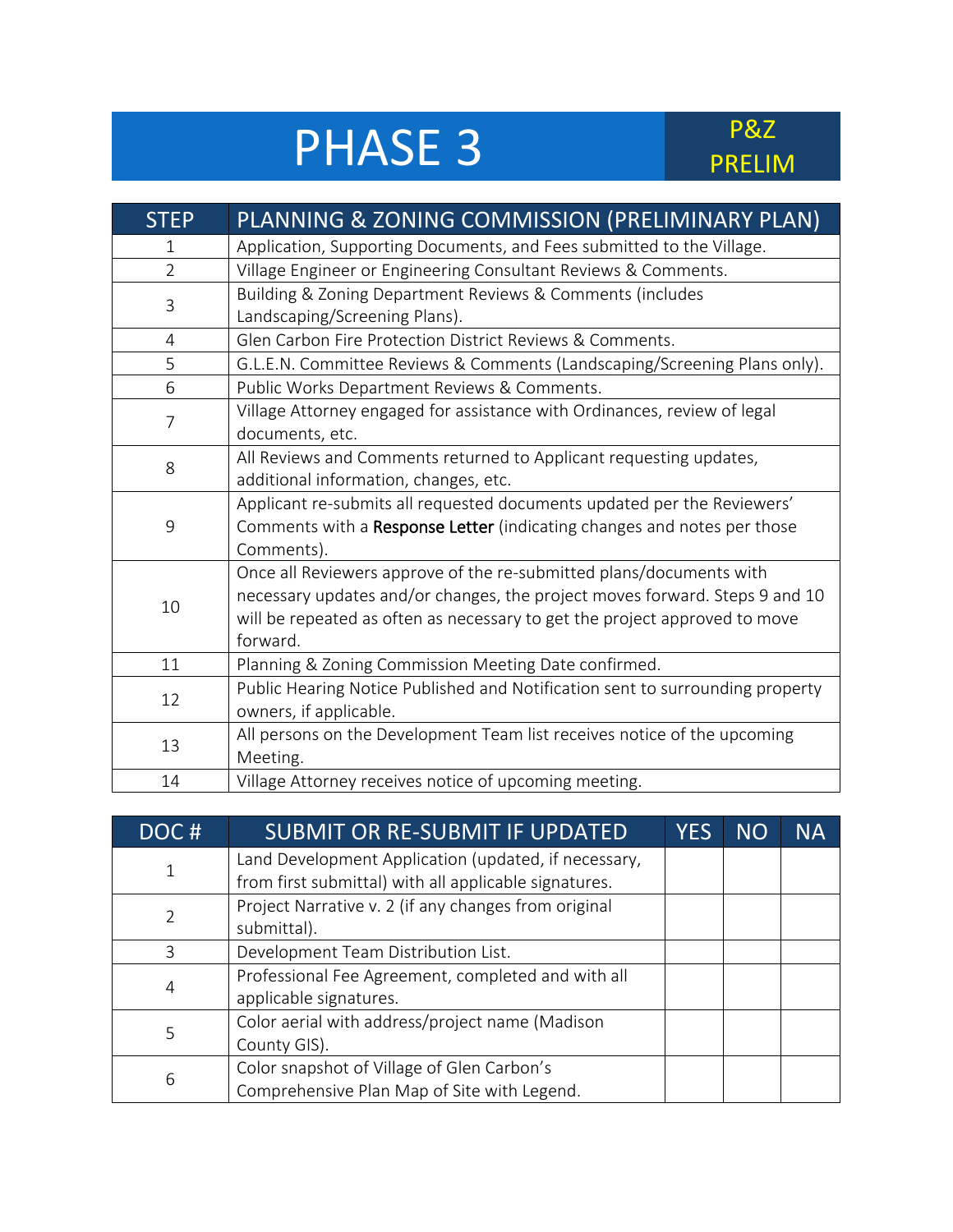# PHASE 3

**P&Z PRELIM**

| STEP | PLANNING & ZONING COMMISSION (PRELIMINARY PLAN) |
|---|---|
| 1 | Application, Supporting Documents, and Fees submitted to the Village. |
| 2 | Village Engineer or Engineering Consultant Reviews & Comments. |
| 3 | Building & Zoning Department Reviews & Comments (includes Landscaping/Screening Plans). |
| 4 | Glen Carbon Fire Protection District Reviews & Comments. |
| 5 | G.L.E.N. Committee Reviews & Comments (Landscaping/Screening Plans only). |
| 6 | Public Works Department Reviews & Comments. |
| 7 | Village Attorney engaged for assistance with Ordinances, review of legal documents, etc. |
| 8 | All Reviews and Comments returned to Applicant requesting updates, additional information, changes, etc. |
| 9 | Applicant re-submits all requested documents updated per the Reviewers' Comments with a **Response Letter** (indicating changes and notes per those Comments). |
| 10 | Once all Reviewers approve of the re-submitted plans/documents with necessary updates and/or changes, the project moves forward. Steps 9 and 10 will be repeated as often as necessary to get the project approved to move forward. |
| 11 | Planning & Zoning Commission Meeting Date confirmed. |
| 12 | Public Hearing Notice Published and Notification sent to surrounding property owners, if applicable. |
| 13 | All persons on the Development Team list receives notice of the upcoming Meeting. |
| 14 | Village Attorney receives notice of upcoming meeting. |

| DOC # | SUBMIT OR RE-SUBMIT IF UPDATED | YES | NO | NA |
|---|---|---|---|---|
| 1 | Land Development Application (updated, if necessary, from first submittal) with all applicable signatures. | | | |
| 2 | Project Narrative v. 2 (if any changes from original submittal). | | | |
| 3 | Development Team Distribution List. | | | |
| 4 | Professional Fee Agreement, completed and with all applicable signatures. | | | |
| 5 | Color aerial with address/project name (Madison County GIS). | | | |
| 6 | Color snapshot of Village of Glen Carbon's Comprehensive Plan Map of Site with Legend. | | | |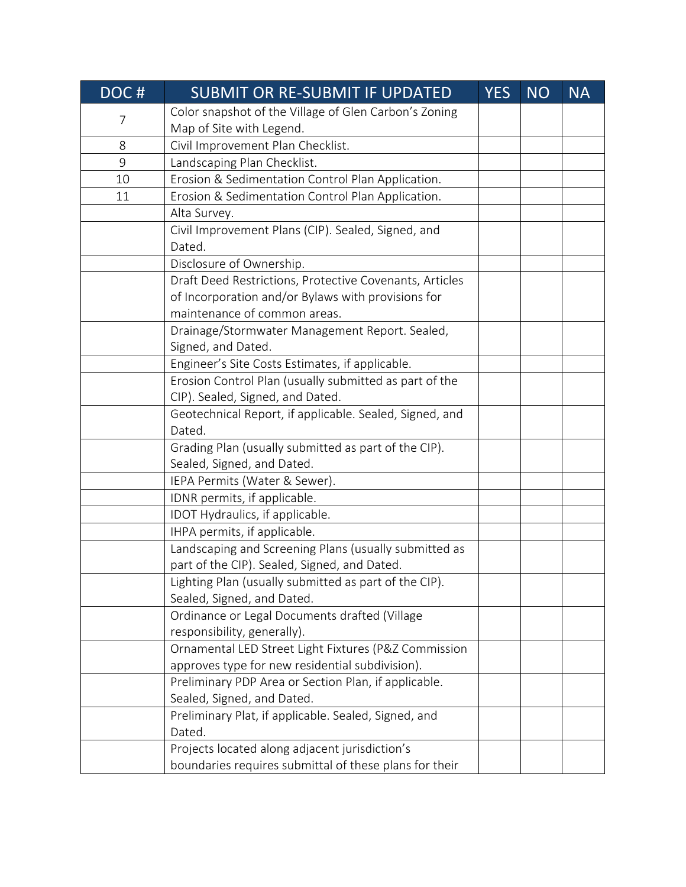| DOC # | SUBMIT OR RE-SUBMIT IF UPDATED | YES | NO | NA |
|---|---|---|---|---|
| 7 | Color snapshot of the Village of Glen Carbon's Zoning Map of Site with Legend. | | | |
| 8 | Civil Improvement Plan Checklist. | | | |
| 9 | Landscaping Plan Checklist. | | | |
| 10 | Erosion & Sedimentation Control Plan Application. | | | |
| 11 | Erosion & Sedimentation Control Plan Application. | | | |
| | Alta Survey. | | | |
| | Civil Improvement Plans (CIP). Sealed, Signed, and Dated. | | | |
| | Disclosure of Ownership. | | | |
| | Draft Deed Restrictions, Protective Covenants, Articles of Incorporation and/or Bylaws with provisions for maintenance of common areas. | | | |
| | Drainage/Stormwater Management Report. Sealed, Signed, and Dated. | | | |
| | Engineer's Site Costs Estimates, if applicable. | | | |
| | Erosion Control Plan (usually submitted as part of the CIP). Sealed, Signed, and Dated. | | | |
| | Geotechnical Report, if applicable. Sealed, Signed, and Dated. | | | |
| | Grading Plan (usually submitted as part of the CIP). Sealed, Signed, and Dated. | | | |
| | IEPA Permits (Water & Sewer). | | | |
| | IDNR permits, if applicable. | | | |
| | IDOT Hydraulics, if applicable. | | | |
| | IHPA permits, if applicable. | | | |
| | Landscaping and Screening Plans (usually submitted as part of the CIP). Sealed, Signed, and Dated. | | | |
| | Lighting Plan (usually submitted as part of the CIP). Sealed, Signed, and Dated. | | | |
| | Ordinance or Legal Documents drafted (Village responsibility, generally). | | | |
| | Ornamental LED Street Light Fixtures (P&Z Commission approves type for new residential subdivision). | | | |
| | Preliminary PDP Area or Section Plan, if applicable. Sealed, Signed, and Dated. | | | |
| | Preliminary Plat, if applicable. Sealed, Signed, and Dated. | | | |
| | Projects located along adjacent jurisdiction's boundaries requires submittal of these plans for their | | | |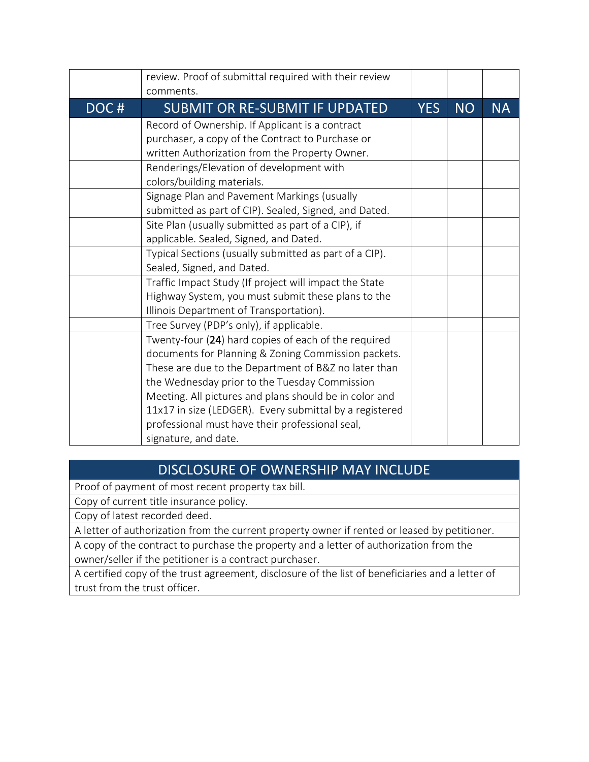| | review. Proof of submittal required with their review comments. | | | |
|---|---|---|---|---|
| **DOC #** | **SUBMIT OR RE-SUBMIT IF UPDATED** | **YES** | **NO** | **NA** |
| | Record of Ownership. If Applicant is a contract purchaser, a copy of the Contract to Purchase or written Authorization from the Property Owner. | | | |
| | Renderings/Elevation of development with colors/building materials. | | | |
| | Signage Plan and Pavement Markings (usually submitted as part of CIP). Sealed, Signed, and Dated. | | | |
| | Site Plan (usually submitted as part of a CIP), if applicable. Sealed, Signed, and Dated. | | | |
| | Typical Sections (usually submitted as part of a CIP). Sealed, Signed, and Dated. | | | |
| | Traffic Impact Study (If project will impact the State Highway System, you must submit these plans to the Illinois Department of Transportation). | | | |
| | Tree Survey (PDP's only), if applicable. | | | |
| | Twenty-four (**24**) hard copies of each of the required documents for Planning & Zoning Commission packets. These are due to the Department of B&Z no later than the Wednesday prior to the Tuesday Commission Meeting. All pictures and plans should be in color and 11x17 in size (LEDGER). Every submittal by a registered professional must have their professional seal, signature, and date. | | | |

| DISCLOSURE OF OWNERSHIP MAY INCLUDE |
|---|
| Proof of payment of most recent property tax bill. |
| Copy of current title insurance policy. |
| Copy of latest recorded deed. |
| A letter of authorization from the current property owner if rented or leased by petitioner. |
| A copy of the contract to purchase the property and a letter of authorization from the owner/seller if the petitioner is a contract purchaser. |
| A certified copy of the trust agreement, disclosure of the list of beneficiaries and a letter of trust from the trust officer. |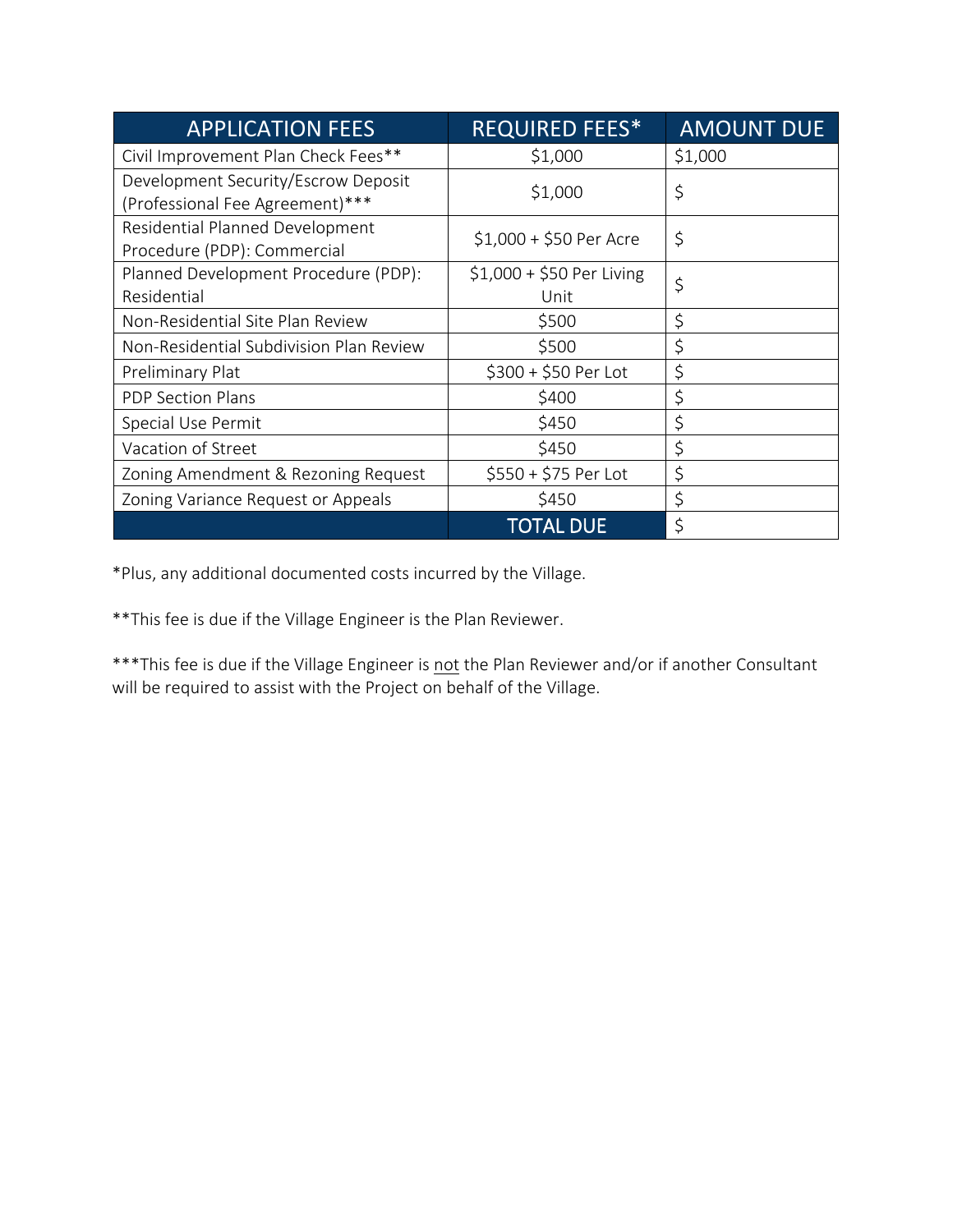| APPLICATION FEES | REQUIRED FEES* | AMOUNT DUE |
| --- | --- | --- |
| Civil Improvement Plan Check Fees** | $1,000 | $1,000 |
| Development Security/Escrow Deposit (Professional Fee Agreement)*** | $1,000 | $ |
| Residential Planned Development Procedure (PDP): Commercial | $1,000 + $50 Per Acre | $ |
| Planned Development Procedure (PDP): Residential | $1,000 + $50 Per Living Unit | $ |
| Non-Residential Site Plan Review | $500 | $ |
| Non-Residential Subdivision Plan Review | $500 | $ |
| Preliminary Plat | $300 + $50 Per Lot | $ |
| PDP Section Plans | $400 | $ |
| Special Use Permit | $450 | $ |
| Vacation of Street | $450 | $ |
| Zoning Amendment & Rezoning Request | $550 + $75 Per Lot | $ |
| Zoning Variance Request or Appeals | $450 | $ |
| | TOTAL DUE | $ |

*Plus, any additional documented costs incurred by the Village.

**This fee is due if the Village Engineer is the Plan Reviewer.

***This fee is due if the Village Engineer is not the Plan Reviewer and/or if another Consultant will be required to assist with the Project on behalf of the Village.